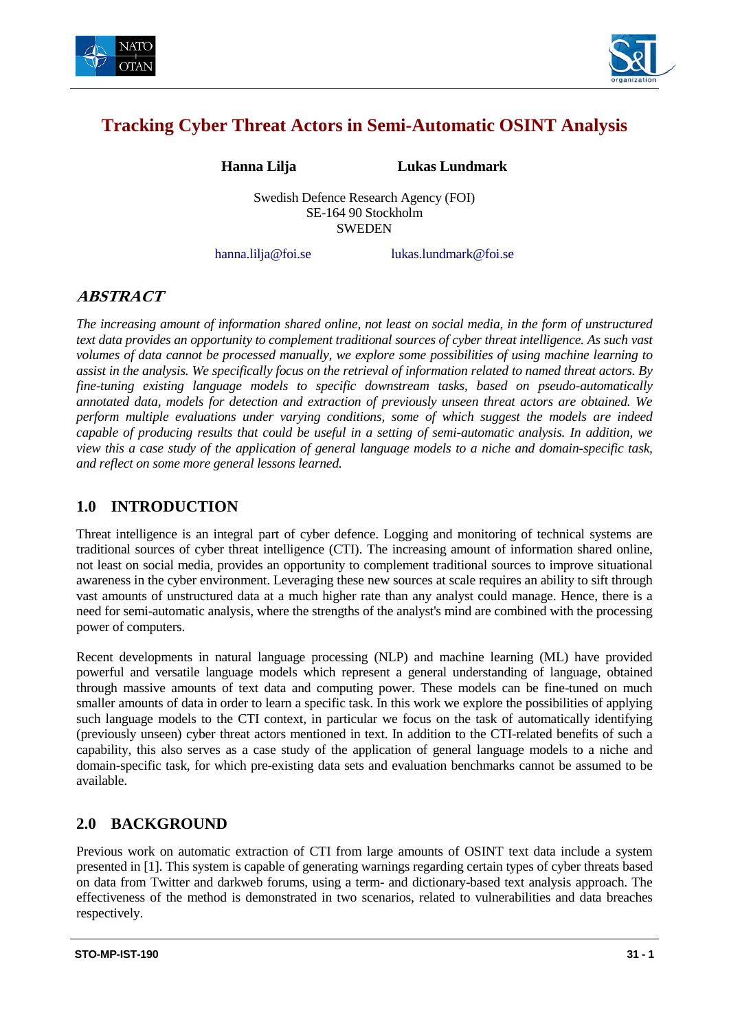# Tracking Cyber Threat Actors in Semi-Automatic OSINT Analysis

**Hanna Lilja** **Lukas Lundmark**

Swedish Defence Research Agency (FOI)
SE-164 90 Stockholm
SWEDEN

hanna.lilja@foi.se lukas.lundmark@foi.se

## *ABSTRACT*

*The increasing amount of information shared online, not least on social media, in the form of unstructured text data provides an opportunity to complement traditional sources of cyber threat intelligence. As such vast volumes of data cannot be processed manually, we explore some possibilities of using machine learning to assist in the analysis. We specifically focus on the retrieval of information related to named threat actors. By fine-tuning existing language models to specific downstream tasks, based on pseudo-automatically annotated data, models for detection and extraction of previously unseen threat actors are obtained. We perform multiple evaluations under varying conditions, some of which suggest the models are indeed capable of producing results that could be useful in a setting of semi-automatic analysis. In addition, we view this a case study of the application of general language models to a niche and domain-specific task, and reflect on some more general lessons learned.*

## 1.0 INTRODUCTION

Threat intelligence is an integral part of cyber defence. Logging and monitoring of technical systems are traditional sources of cyber threat intelligence (CTI). The increasing amount of information shared online, not least on social media, provides an opportunity to complement traditional sources to improve situational awareness in the cyber environment. Leveraging these new sources at scale requires an ability to sift through vast amounts of unstructured data at a much higher rate than any analyst could manage. Hence, there is a need for semi-automatic analysis, where the strengths of the analyst's mind are combined with the processing power of computers.

Recent developments in natural language processing (NLP) and machine learning (ML) have provided powerful and versatile language models which represent a general understanding of language, obtained through massive amounts of text data and computing power. These models can be fine-tuned on much smaller amounts of data in order to learn a specific task. In this work we explore the possibilities of applying such language models to the CTI context, in particular we focus on the task of automatically identifying (previously unseen) cyber threat actors mentioned in text. In addition to the CTI-related benefits of such a capability, this also serves as a case study of the application of general language models to a niche and domain-specific task, for which pre-existing data sets and evaluation benchmarks cannot be assumed to be available.

## 2.0 BACKGROUND

Previous work on automatic extraction of CTI from large amounts of OSINT text data include a system presented in [1]. This system is capable of generating warnings regarding certain types of cyber threats based on data from Twitter and darkweb forums, using a term- and dictionary-based text analysis approach. The effectiveness of the method is demonstrated in two scenarios, related to vulnerabilities and data breaches respectively.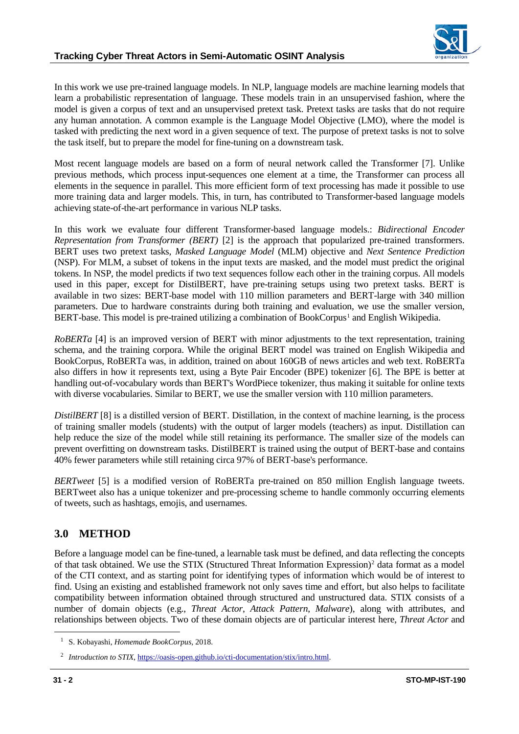In this work we use pre-trained language models. In NLP, language models are machine learning models that learn a probabilistic representation of language. These models train in an unsupervised fashion, where the model is given a corpus of text and an unsupervised pretext task. Pretext tasks are tasks that do not require any human annotation. A common example is the Language Model Objective (LMO), where the model is tasked with predicting the next word in a given sequence of text. The purpose of pretext tasks is not to solve the task itself, but to prepare the model for fine-tuning on a downstream task.

Most recent language models are based on a form of neural network called the Transformer [7]. Unlike previous methods, which process input-sequences one element at a time, the Transformer can process all elements in the sequence in parallel. This more efficient form of text processing has made it possible to use more training data and larger models. This, in turn, has contributed to Transformer-based language models achieving state-of-the-art performance in various NLP tasks.

In this work we evaluate four different Transformer-based language models.: *Bidirectional Encoder Representation from Transformer (BERT)* [2] is the approach that popularized pre-trained transformers. BERT uses two pretext tasks, *Masked Language Model* (MLM) objective and *Next Sentence Prediction* (NSP). For MLM, a subset of tokens in the input texts are masked, and the model must predict the original tokens. In NSP, the model predicts if two text sequences follow each other in the training corpus. All models used in this paper, except for DistilBERT, have pre-training setups using two pretext tasks. BERT is available in two sizes: BERT-base model with 110 million parameters and BERT-large with 340 million parameters. Due to hardware constraints during both training and evaluation, we use the smaller version, BERT-base. This model is pre-trained utilizing a combination of BookCorpus[1] and English Wikipedia.

*RoBERTa* [4] is an improved version of BERT with minor adjustments to the text representation, training schema, and the training corpora. While the original BERT model was trained on English Wikipedia and BookCorpus, RoBERTa was, in addition, trained on about 160GB of news articles and web text. RoBERTa also differs in how it represents text, using a Byte Pair Encoder (BPE) tokenizer [6]. The BPE is better at handling out-of-vocabulary words than BERT's WordPiece tokenizer, thus making it suitable for online texts with diverse vocabularies. Similar to BERT, we use the smaller version with 110 million parameters.

*DistilBERT* [8] is a distilled version of BERT. Distillation, in the context of machine learning, is the process of training smaller models (students) with the output of larger models (teachers) as input. Distillation can help reduce the size of the model while still retaining its performance. The smaller size of the models can prevent overfitting on downstream tasks. DistilBERT is trained using the output of BERT-base and contains 40% fewer parameters while still retaining circa 97% of BERT-base's performance.

*BERTweet* [5] is a modified version of RoBERTa pre-trained on 850 million English language tweets. BERTweet also has a unique tokenizer and pre-processing scheme to handle commonly occurring elements of tweets, such as hashtags, emojis, and usernames.

## 3.0 METHOD

Before a language model can be fine-tuned, a learnable task must be defined, and data reflecting the concepts of that task obtained. We use the STIX (Structured Threat Information Expression)[2] data format as a model of the CTI context, and as starting point for identifying types of information which would be of interest to find. Using an existing and established framework not only saves time and effort, but also helps to facilitate compatibility between information obtained through structured and unstructured data. STIX consists of a number of domain objects (e.g., *Threat Actor*, *Attack Pattern*, *Malware*), along with attributes, and relationships between objects. Two of these domain objects are of particular interest here, *Threat Actor* and

---

[1] S. Kobayashi, *Homemade BookCorpus*, 2018.

[2] *Introduction to STIX*, https://oasis-open.github.io/cti-documentation/stix/intro.html.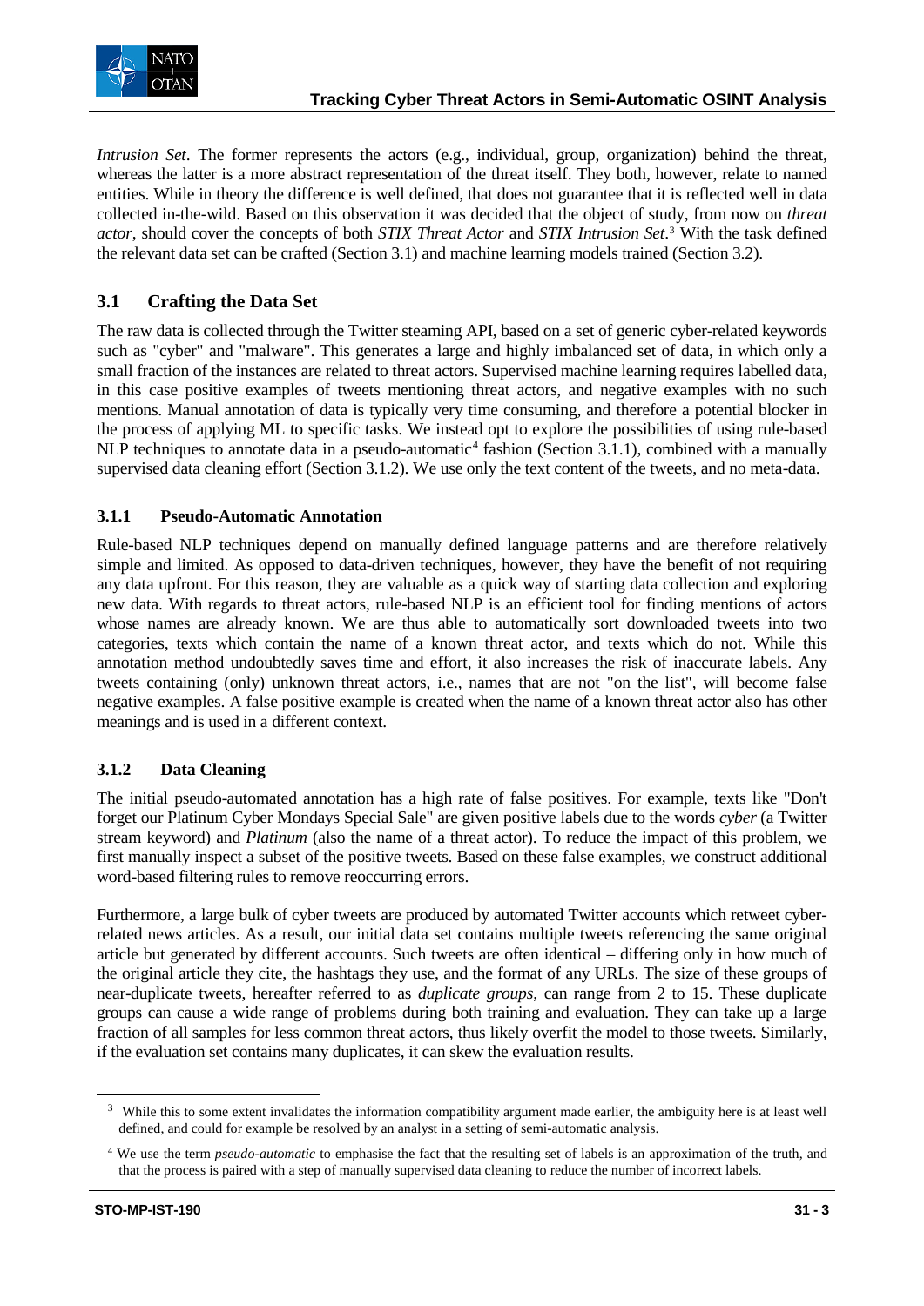*Intrusion Set*. The former represents the actors (e.g., individual, group, organization) behind the threat, whereas the latter is a more abstract representation of the threat itself. They both, however, relate to named entities. While in theory the difference is well defined, that does not guarantee that it is reflected well in data collected in-the-wild. Based on this observation it was decided that the object of study, from now on *threat actor*, should cover the concepts of both *STIX Threat Actor* and *STIX Intrusion Set*.[3] With the task defined the relevant data set can be crafted (Section 3.1) and machine learning models trained (Section 3.2).

## 3.1 Crafting the Data Set

The raw data is collected through the Twitter steaming API, based on a set of generic cyber-related keywords such as "cyber" and "malware". This generates a large and highly imbalanced set of data, in which only a small fraction of the instances are related to threat actors. Supervised machine learning requires labelled data, in this case positive examples of tweets mentioning threat actors, and negative examples with no such mentions. Manual annotation of data is typically very time consuming, and therefore a potential blocker in the process of applying ML to specific tasks. We instead opt to explore the possibilities of using rule-based NLP techniques to annotate data in a pseudo-automatic[4] fashion (Section 3.1.1), combined with a manually supervised data cleaning effort (Section 3.1.2). We use only the text content of the tweets, and no meta-data.

### 3.1.1 Pseudo-Automatic Annotation

Rule-based NLP techniques depend on manually defined language patterns and are therefore relatively simple and limited. As opposed to data-driven techniques, however, they have the benefit of not requiring any data upfront. For this reason, they are valuable as a quick way of starting data collection and exploring new data. With regards to threat actors, rule-based NLP is an efficient tool for finding mentions of actors whose names are already known. We are thus able to automatically sort downloaded tweets into two categories, texts which contain the name of a known threat actor, and texts which do not. While this annotation method undoubtedly saves time and effort, it also increases the risk of inaccurate labels. Any tweets containing (only) unknown threat actors, i.e., names that are not "on the list", will become false negative examples. A false positive example is created when the name of a known threat actor also has other meanings and is used in a different context.

### 3.1.2 Data Cleaning

The initial pseudo-automated annotation has a high rate of false positives. For example, texts like "Don't forget our Platinum Cyber Mondays Special Sale" are given positive labels due to the words *cyber* (a Twitter stream keyword) and *Platinum* (also the name of a threat actor). To reduce the impact of this problem, we first manually inspect a subset of the positive tweets. Based on these false examples, we construct additional word-based filtering rules to remove reoccurring errors.

Furthermore, a large bulk of cyber tweets are produced by automated Twitter accounts which retweet cyber-related news articles. As a result, our initial data set contains multiple tweets referencing the same original article but generated by different accounts. Such tweets are often identical – differing only in how much of the original article they cite, the hashtags they use, and the format of any URLs. The size of these groups of near-duplicate tweets, hereafter referred to as *duplicate groups*, can range from 2 to 15. These duplicate groups can cause a wide range of problems during both training and evaluation. They can take up a large fraction of all samples for less common threat actors, thus likely overfit the model to those tweets. Similarly, if the evaluation set contains many duplicates, it can skew the evaluation results.

---

[3] While this to some extent invalidates the information compatibility argument made earlier, the ambiguity here is at least well defined, and could for example be resolved by an analyst in a setting of semi-automatic analysis.

[4] We use the term *pseudo-automatic* to emphasise the fact that the resulting set of labels is an approximation of the truth, and that the process is paired with a step of manually supervised data cleaning to reduce the number of incorrect labels.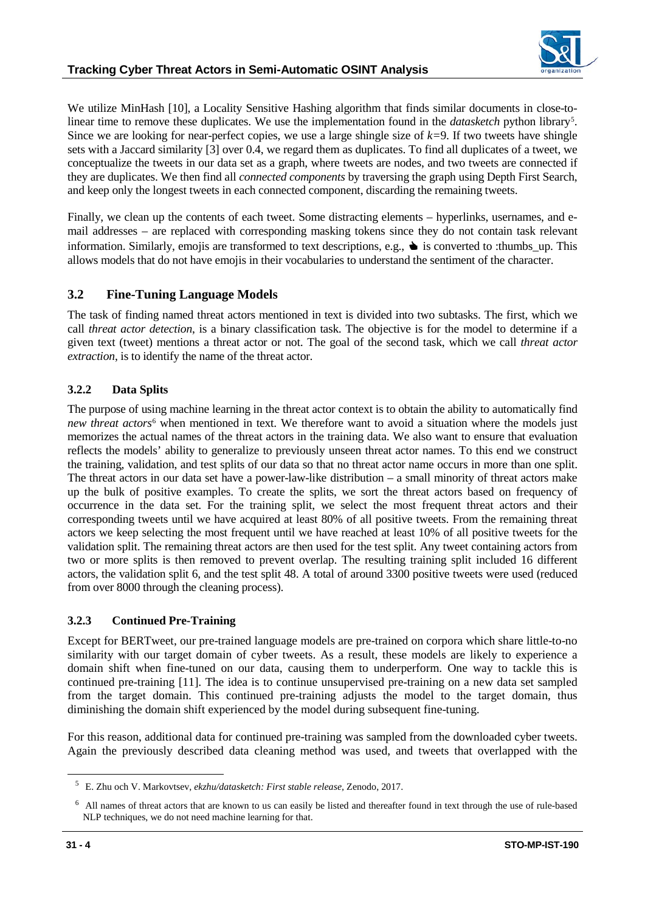We utilize MinHash [10], a Locality Sensitive Hashing algorithm that finds similar documents in close-to-linear time to remove these duplicates. We use the implementation found in the *datasketch* python library[5]. Since we are looking for near-perfect copies, we use a large shingle size of $k=9$. If two tweets have shingle sets with a Jaccard similarity [3] over 0.4, we regard them as duplicates. To find all duplicates of a tweet, we conceptualize the tweets in our data set as a graph, where tweets are nodes, and two tweets are connected if they are duplicates. We then find all *connected components* by traversing the graph using Depth First Search, and keep only the longest tweets in each connected component, discarding the remaining tweets.

Finally, we clean up the contents of each tweet. Some distracting elements – hyperlinks, usernames, and e-mail addresses – are replaced with corresponding masking tokens since they do not contain task relevant information. Similarly, emojis are transformed to text descriptions, e.g., 👍 is converted to :thumbs_up. This allows models that do not have emojis in their vocabularies to understand the sentiment of the character.

## 3.2 Fine-Tuning Language Models

The task of finding named threat actors mentioned in text is divided into two subtasks. The first, which we call *threat actor detection*, is a binary classification task. The objective is for the model to determine if a given text (tweet) mentions a threat actor or not. The goal of the second task, which we call *threat actor extraction*, is to identify the name of the threat actor.

### 3.2.2 Data Splits

The purpose of using machine learning in the threat actor context is to obtain the ability to automatically find *new threat actors*[6] when mentioned in text. We therefore want to avoid a situation where the models just memorizes the actual names of the threat actors in the training data. We also want to ensure that evaluation reflects the models' ability to generalize to previously unseen threat actor names. To this end we construct the training, validation, and test splits of our data so that no threat actor name occurs in more than one split. The threat actors in our data set have a power-law-like distribution – a small minority of threat actors make up the bulk of positive examples. To create the splits, we sort the threat actors based on frequency of occurrence in the data set. For the training split, we select the most frequent threat actors and their corresponding tweets until we have acquired at least 80% of all positive tweets. From the remaining threat actors we keep selecting the most frequent until we have reached at least 10% of all positive tweets for the validation split. The remaining threat actors are then used for the test split. Any tweet containing actors from two or more splits is then removed to prevent overlap. The resulting training split included 16 different actors, the validation split 6, and the test split 48. A total of around 3300 positive tweets were used (reduced from over 8000 through the cleaning process).

### 3.2.3 Continued Pre-Training

Except for BERTweet, our pre-trained language models are pre-trained on corpora which share little-to-no similarity with our target domain of cyber tweets. As a result, these models are likely to experience a domain shift when fine-tuned on our data, causing them to underperform. One way to tackle this is continued pre-training [11]. The idea is to continue unsupervised pre-training on a new data set sampled from the target domain. This continued pre-training adjusts the model to the target domain, thus diminishing the domain shift experienced by the model during subsequent fine-tuning.

For this reason, additional data for continued pre-training was sampled from the downloaded cyber tweets. Again the previously described data cleaning method was used, and tweets that overlapped with the

---

[5] E. Zhu och V. Markovtsev, *ekzhu/datasketch: First stable release*, Zenodo, 2017.

[6] All names of threat actors that are known to us can easily be listed and thereafter found in text through the use of rule-based NLP techniques, we do not need machine learning for that.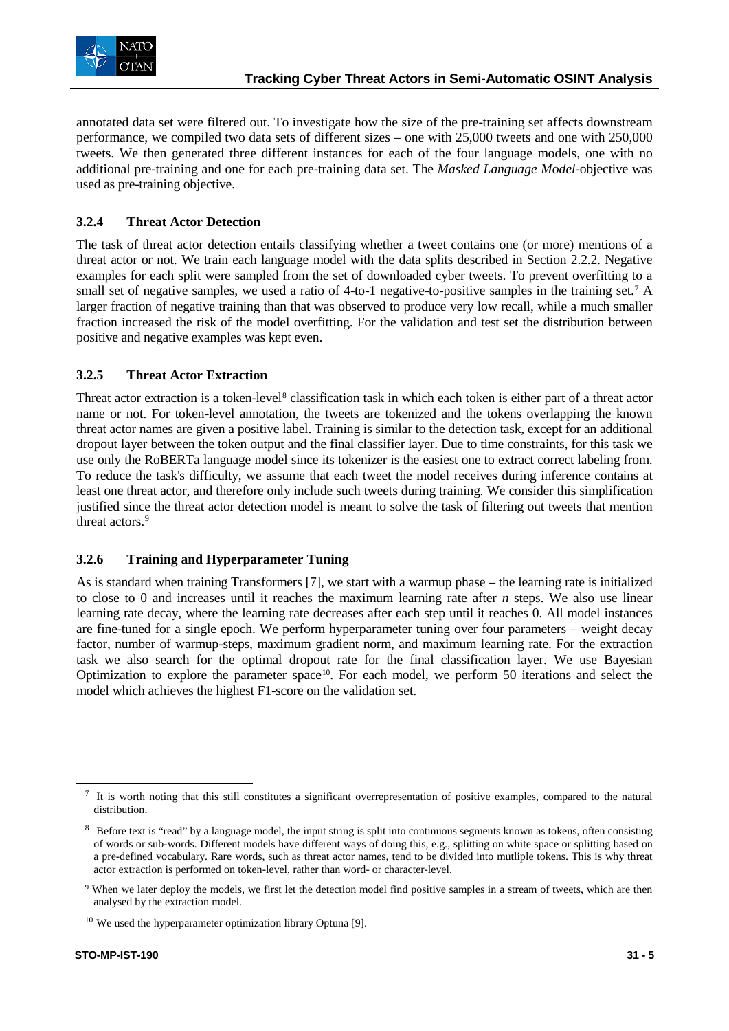annotated data set were filtered out. To investigate how the size of the pre-training set affects downstream performance, we compiled two data sets of different sizes – one with 25,000 tweets and one with 250,000 tweets. We then generated three different instances for each of the four language models, one with no additional pre-training and one for each pre-training data set. The *Masked Language Model*-objective was used as pre-training objective.

### 3.2.4 Threat Actor Detection

The task of threat actor detection entails classifying whether a tweet contains one (or more) mentions of a threat actor or not. We train each language model with the data splits described in Section 2.2.2. Negative examples for each split were sampled from the set of downloaded cyber tweets. To prevent overfitting to a small set of negative samples, we used a ratio of 4-to-1 negative-to-positive samples in the training set.[7] A larger fraction of negative training than that was observed to produce very low recall, while a much smaller fraction increased the risk of the model overfitting. For the validation and test set the distribution between positive and negative examples was kept even.

### 3.2.5 Threat Actor Extraction

Threat actor extraction is a token-level[8] classification task in which each token is either part of a threat actor name or not. For token-level annotation, the tweets are tokenized and the tokens overlapping the known threat actor names are given a positive label. Training is similar to the detection task, except for an additional dropout layer between the token output and the final classifier layer. Due to time constraints, for this task we use only the RoBERTa language model since its tokenizer is the easiest one to extract correct labeling from. To reduce the task's difficulty, we assume that each tweet the model receives during inference contains at least one threat actor, and therefore only include such tweets during training. We consider this simplification justified since the threat actor detection model is meant to solve the task of filtering out tweets that mention threat actors.[9]

### 3.2.6 Training and Hyperparameter Tuning

As is standard when training Transformers [7], we start with a warmup phase – the learning rate is initialized to close to 0 and increases until it reaches the maximum learning rate after $n$ steps. We also use linear learning rate decay, where the learning rate decreases after each step until it reaches 0. All model instances are fine-tuned for a single epoch. We perform hyperparameter tuning over four parameters – weight decay factor, number of warmup-steps, maximum gradient norm, and maximum learning rate. For the extraction task we also search for the optimal dropout rate for the final classification layer. We use Bayesian Optimization to explore the parameter space[10]. For each model, we perform 50 iterations and select the model which achieves the highest F1-score on the validation set.

---

[7] It is worth noting that this still constitutes a significant overrepresentation of positive examples, compared to the natural distribution.

[8] Before text is "read" by a language model, the input string is split into continuous segments known as tokens, often consisting of words or sub-words. Different models have different ways of doing this, e.g., splitting on white space or splitting based on a pre-defined vocabulary. Rare words, such as threat actor names, tend to be divided into mutliple tokens. This is why threat actor extraction is performed on token-level, rather than word- or character-level.

[9] When we later deploy the models, we first let the detection model find positive samples in a stream of tweets, which are then analysed by the extraction model.

[10] We used the hyperparameter optimization library Optuna [9].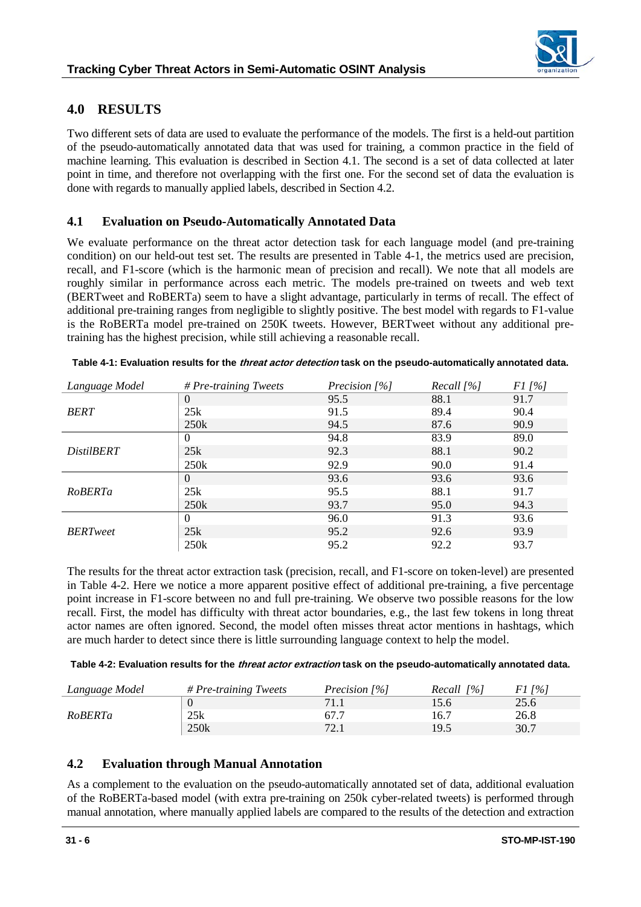## 4.0 RESULTS

Two different sets of data are used to evaluate the performance of the models. The first is a held-out partition of the pseudo-automatically annotated data that was used for training, a common practice in the field of machine learning. This evaluation is described in Section 4.1. The second is a set of data collected at later point in time, and therefore not overlapping with the first one. For the second set of data the evaluation is done with regards to manually applied labels, described in Section 4.2.

### 4.1 Evaluation on Pseudo-Automatically Annotated Data

We evaluate performance on the threat actor detection task for each language model (and pre-training condition) on our held-out test set. The results are presented in Table 4-1, the metrics used are precision, recall, and F1-score (which is the harmonic mean of precision and recall). We note that all models are roughly similar in performance across each metric. The models pre-trained on tweets and web text (BERTweet and RoBERTa) seem to have a slight advantage, particularly in terms of recall. The effect of additional pre-training ranges from negligible to slightly positive. The best model with regards to F1-value is the RoBERTa model pre-trained on 250K tweets. However, BERTweet without any additional pre-training has the highest precision, while still achieving a reasonable recall.

**Table 4-1: Evaluation results for the *threat actor detection* task on the pseudo-automatically annotated data.**

| *Language Model* | *# Pre-training Tweets* | *Precision [%]* | *Recall [%]* | *F1 [%]* |
|---|---|---|---|---|
| *BERT* | 0 | 95.5 | 88.1 | 91.7 |
| | 25k | 91.5 | 89.4 | 90.4 |
| | 250k | 94.5 | 87.6 | 90.9 |
| *DistilBERT* | 0 | 94.8 | 83.9 | 89.0 |
| | 25k | 92.3 | 88.1 | 90.2 |
| | 250k | 92.9 | 90.0 | 91.4 |
| *RoBERTa* | 0 | 93.6 | 93.6 | 93.6 |
| | 25k | 95.5 | 88.1 | 91.7 |
| | 250k | 93.7 | 95.0 | 94.3 |
| *BERTweet* | 0 | 96.0 | 91.3 | 93.6 |
| | 25k | 95.2 | 92.6 | 93.9 |
| | 250k | 95.2 | 92.2 | 93.7 |

The results for the threat actor extraction task (precision, recall, and F1-score on token-level) are presented in Table 4-2. Here we notice a more apparent positive effect of additional pre-training, a five percentage point increase in F1-score between no and full pre-training. We observe two possible reasons for the low recall. First, the model has difficulty with threat actor boundaries, e.g., the last few tokens in long threat actor names are often ignored. Second, the model often misses threat actor mentions in hashtags, which are much harder to detect since there is little surrounding language context to help the model.

**Table 4-2: Evaluation results for the *threat actor extraction* task on the pseudo-automatically annotated data.**

| *Language Model* | *# Pre-training Tweets* | *Precision [%]* | *Recall [%]* | *F1 [%]* |
|---|---|---|---|---|
| *RoBERTa* | 0 | 71.1 | 15.6 | 25.6 |
| | 25k | 67.7 | 16.7 | 26.8 |
| | 250k | 72.1 | 19.5 | 30.7 |

### 4.2 Evaluation through Manual Annotation

As a complement to the evaluation on the pseudo-automatically annotated set of data, additional evaluation of the RoBERTa-based model (with extra pre-training on 250k cyber-related tweets) is performed through manual annotation, where manually applied labels are compared to the results of the detection and extraction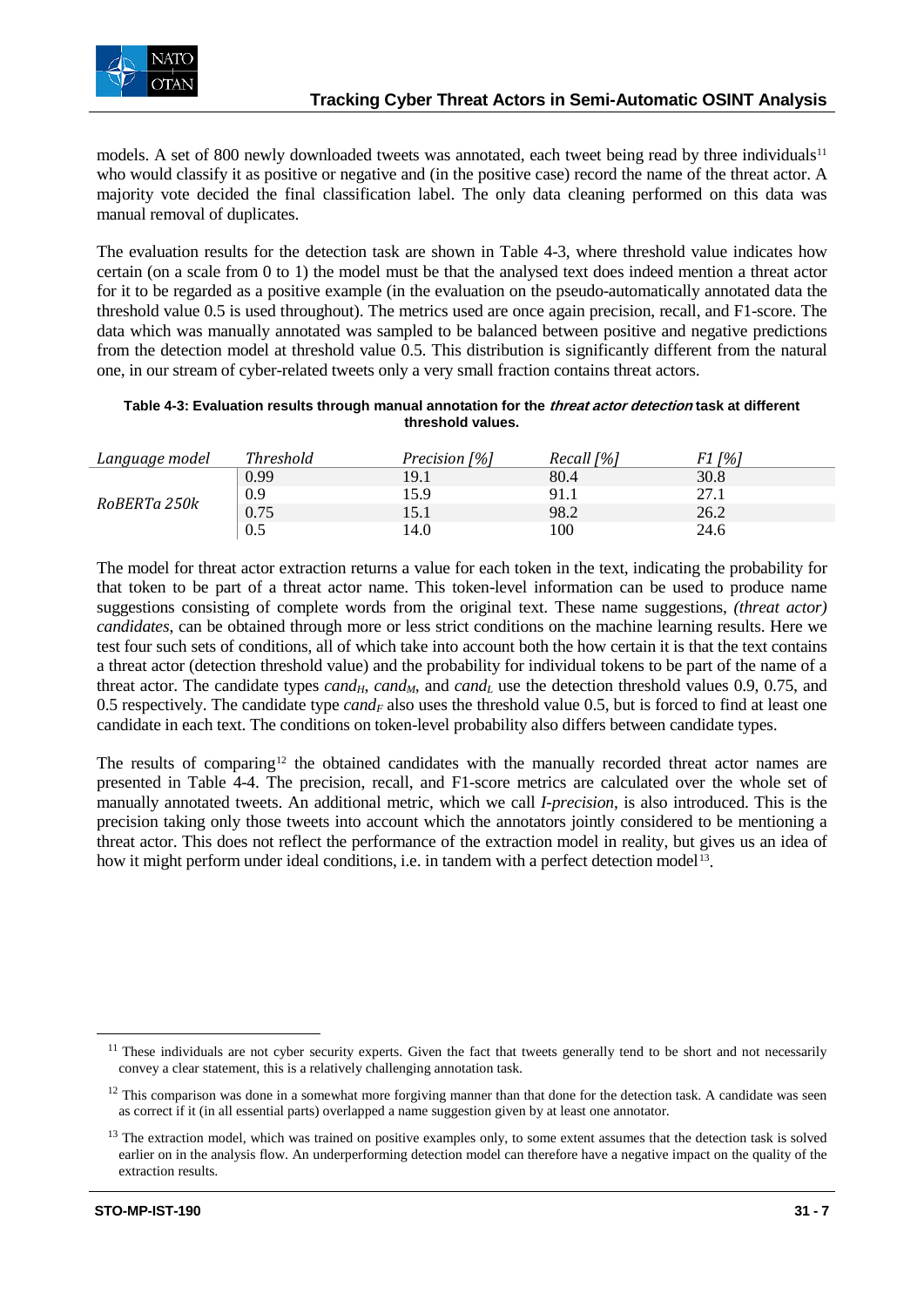models. A set of 800 newly downloaded tweets was annotated, each tweet being read by three individuals[11] who would classify it as positive or negative and (in the positive case) record the name of the threat actor. A majority vote decided the final classification label. The only data cleaning performed on this data was manual removal of duplicates.

The evaluation results for the detection task are shown in Table 4-3, where threshold value indicates how certain (on a scale from 0 to 1) the model must be that the analysed text does indeed mention a threat actor for it to be regarded as a positive example (in the evaluation on the pseudo-automatically annotated data the threshold value 0.5 is used throughout). The metrics used are once again precision, recall, and F1-score. The data which was manually annotated was sampled to be balanced between positive and negative predictions from the detection model at threshold value 0.5. This distribution is significantly different from the natural one, in our stream of cyber-related tweets only a very small fraction contains threat actors.

**Table 4-3: Evaluation results through manual annotation for the *threat actor detection* task at different threshold values.**

| *Language model* | *Threshold* | *Precision [%]* | *Recall [%]* | *F1 [%]* |
|---|---|---|---|---|
| *RoBERTa 250k* | 0.99 | 19.1 | 80.4 | 30.8 |
| | 0.9 | 15.9 | 91.1 | 27.1 |
| | 0.75 | 15.1 | 98.2 | 26.2 |
| | 0.5 | 14.0 | 100 | 24.6 |

The model for threat actor extraction returns a value for each token in the text, indicating the probability for that token to be part of a threat actor name. This token-level information can be used to produce name suggestions consisting of complete words from the original text. These name suggestions, *(threat actor) candidates*, can be obtained through more or less strict conditions on the machine learning results. Here we test four such sets of conditions, all of which take into account both the how certain it is that the text contains a threat actor (detection threshold value) and the probability for individual tokens to be part of the name of a threat actor. The candidate types $cand_H$, $cand_M$, and $cand_L$ use the detection threshold values 0.9, 0.75, and 0.5 respectively. The candidate type $cand_F$ also uses the threshold value 0.5, but is forced to find at least one candidate in each text. The conditions on token-level probability also differs between candidate types.

The results of comparing[12] the obtained candidates with the manually recorded threat actor names are presented in Table 4-4. The precision, recall, and F1-score metrics are calculated over the whole set of manually annotated tweets. An additional metric, which we call *I-precision*, is also introduced. This is the precision taking only those tweets into account which the annotators jointly considered to be mentioning a threat actor. This does not reflect the performance of the extraction model in reality, but gives us an idea of how it might perform under ideal conditions, i.e. in tandem with a perfect detection model[13].

---

[11] These individuals are not cyber security experts. Given the fact that tweets generally tend to be short and not necessarily convey a clear statement, this is a relatively challenging annotation task.

[12] This comparison was done in a somewhat more forgiving manner than that done for the detection task. A candidate was seen as correct if it (in all essential parts) overlapped a name suggestion given by at least one annotator.

[13] The extraction model, which was trained on positive examples only, to some extent assumes that the detection task is solved earlier on in the analysis flow. An underperforming detection model can therefore have a negative impact on the quality of the extraction results.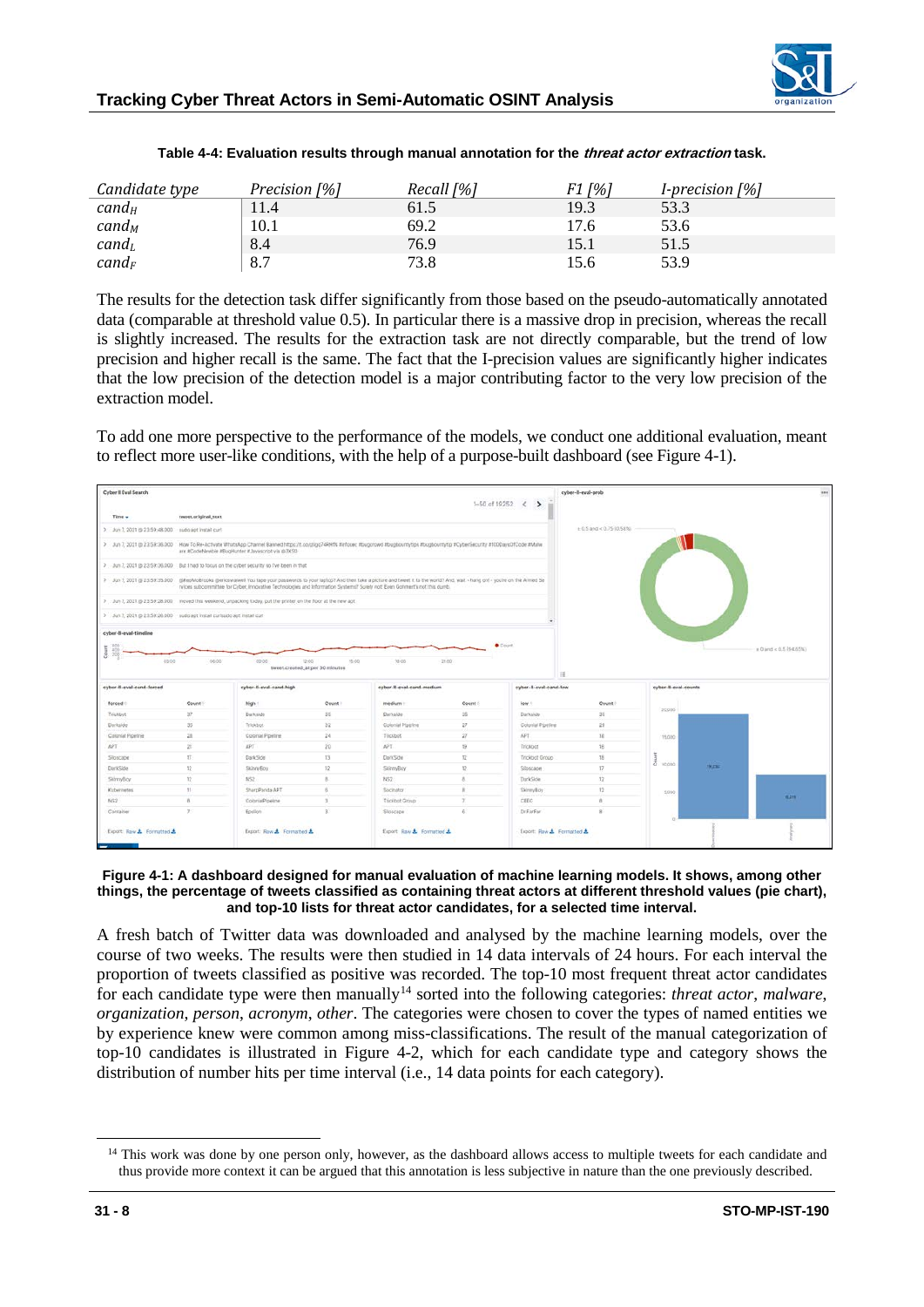**Table 4-4: Evaluation results through manual annotation for the *threat actor extraction* task.**

| *Candidate type* | *Precision [%]* | *Recall [%]* | *F1 [%]* | *I-precision [%]* |
| --- | --- | --- | --- | --- |
| $cand_H$ | 11.4 | 61.5 | 19.3 | 53.3 |
| $cand_M$ | 10.1 | 69.2 | 17.6 | 53.6 |
| $cand_L$ | 8.4 | 76.9 | 15.1 | 51.5 |
| $cand_F$ | 8.7 | 73.8 | 15.6 | 53.9 |

The results for the detection task differ significantly from those based on the pseudo-automatically annotated data (comparable at threshold value 0.5). In particular there is a massive drop in precision, whereas the recall is slightly increased. The results for the extraction task are not directly comparable, but the trend of low precision and higher recall is the same. The fact that the I-precision values are significantly higher indicates that the low precision of the detection model is a major contributing factor to the very low precision of the extraction model.

To add one more perspective to the performance of the models, we conduct one additional evaluation, meant to reflect more user-like conditions, with the help of a purpose-built dashboard (see Figure 4-1).

**Figure 4-1: A dashboard designed for manual evaluation of machine learning models. It shows, among other things, the percentage of tweets classified as containing threat actors at different threshold values (pie chart), and top-10 lists for threat actor candidates, for a selected time interval.**

A fresh batch of Twitter data was downloaded and analysed by the machine learning models, over the course of two weeks. The results were then studied in 14 data intervals of 24 hours. For each interval the proportion of tweets classified as positive was recorded. The top-10 most frequent threat actor candidates for each candidate type were then manually[14] sorted into the following categories: *threat actor*, *malware*, *organization*, *person*, *acronym*, *other*. The categories were chosen to cover the types of named entities we by experience knew were common among miss-classifications. The result of the manual categorization of top-10 candidates is illustrated in Figure 4-2, which for each candidate type and category shows the distribution of number hits per time interval (i.e., 14 data points for each category).

[14] This work was done by one person only, however, as the dashboard allows access to multiple tweets for each candidate and thus provide more context it can be argued that this annotation is less subjective in nature than the one previously described.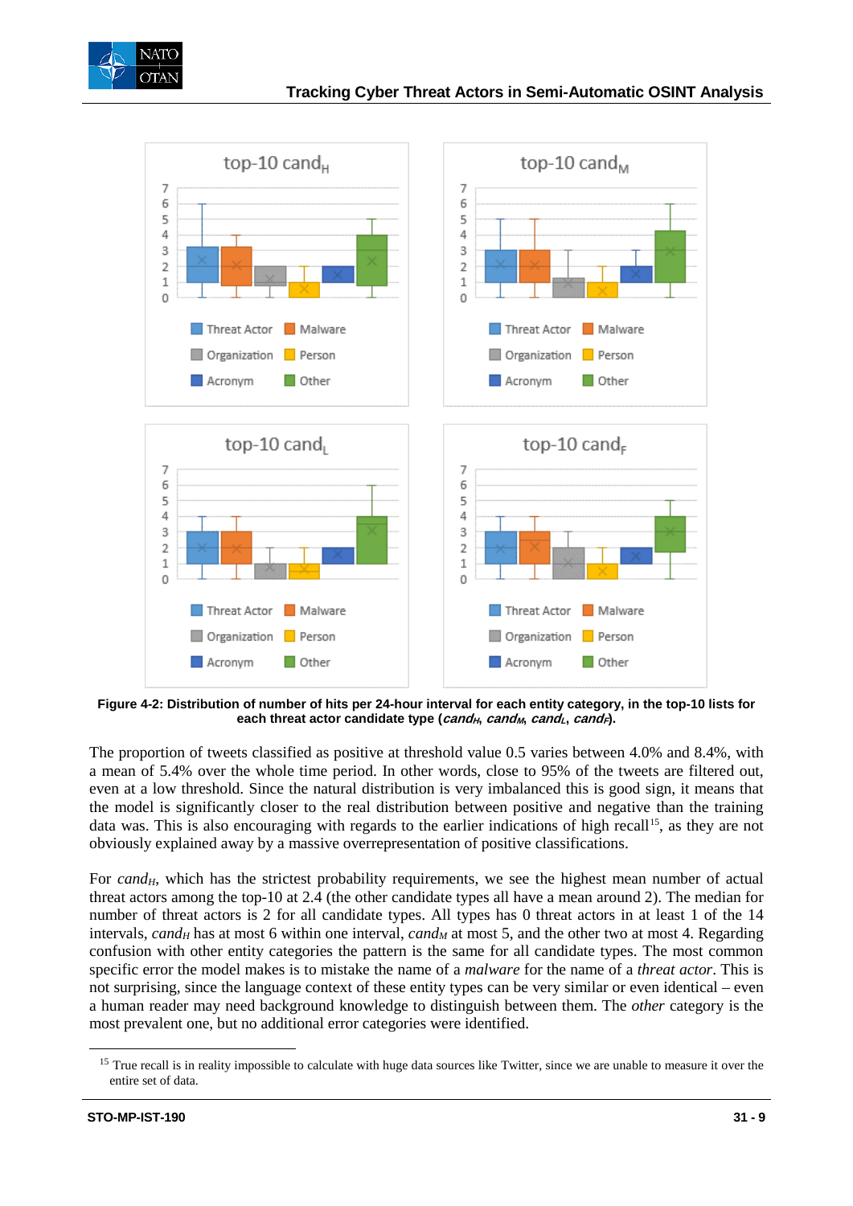**Figure 4-2: Distribution of number of hits per 24-hour interval for each entity category, in the top-10 lists for each threat actor candidate type (*$cand_H$*, *$cand_M$*, *$cand_L$*, *$cand_F$*).**

The proportion of tweets classified as positive at threshold value 0.5 varies between 4.0% and 8.4%, with a mean of 5.4% over the whole time period. In other words, close to 95% of the tweets are filtered out, even at a low threshold. Since the natural distribution is very imbalanced this is good sign, it means that the model is significantly closer to the real distribution between positive and negative than the training data was. This is also encouraging with regards to the earlier indications of high recall[15], as they are not obviously explained away by a massive overrepresentation of positive classifications.

For *$cand_H$*, which has the strictest probability requirements, we see the highest mean number of actual threat actors among the top-10 at 2.4 (the other candidate types all have a mean around 2). The median for number of threat actors is 2 for all candidate types. All types has 0 threat actors in at least 1 of the 14 intervals, *$cand_H$* has at most 6 within one interval, *$cand_M$* at most 5, and the other two at most 4. Regarding confusion with other entity categories the pattern is the same for all candidate types. The most common specific error the model makes is to mistake the name of a *malware* for the name of a *threat actor*. This is not surprising, since the language context of these entity types can be very similar or even identical – even a human reader may need background knowledge to distinguish between them. The *other* category is the most prevalent one, but no additional error categories were identified.

[15] True recall is in reality impossible to calculate with huge data sources like Twitter, since we are unable to measure it over the entire set of data.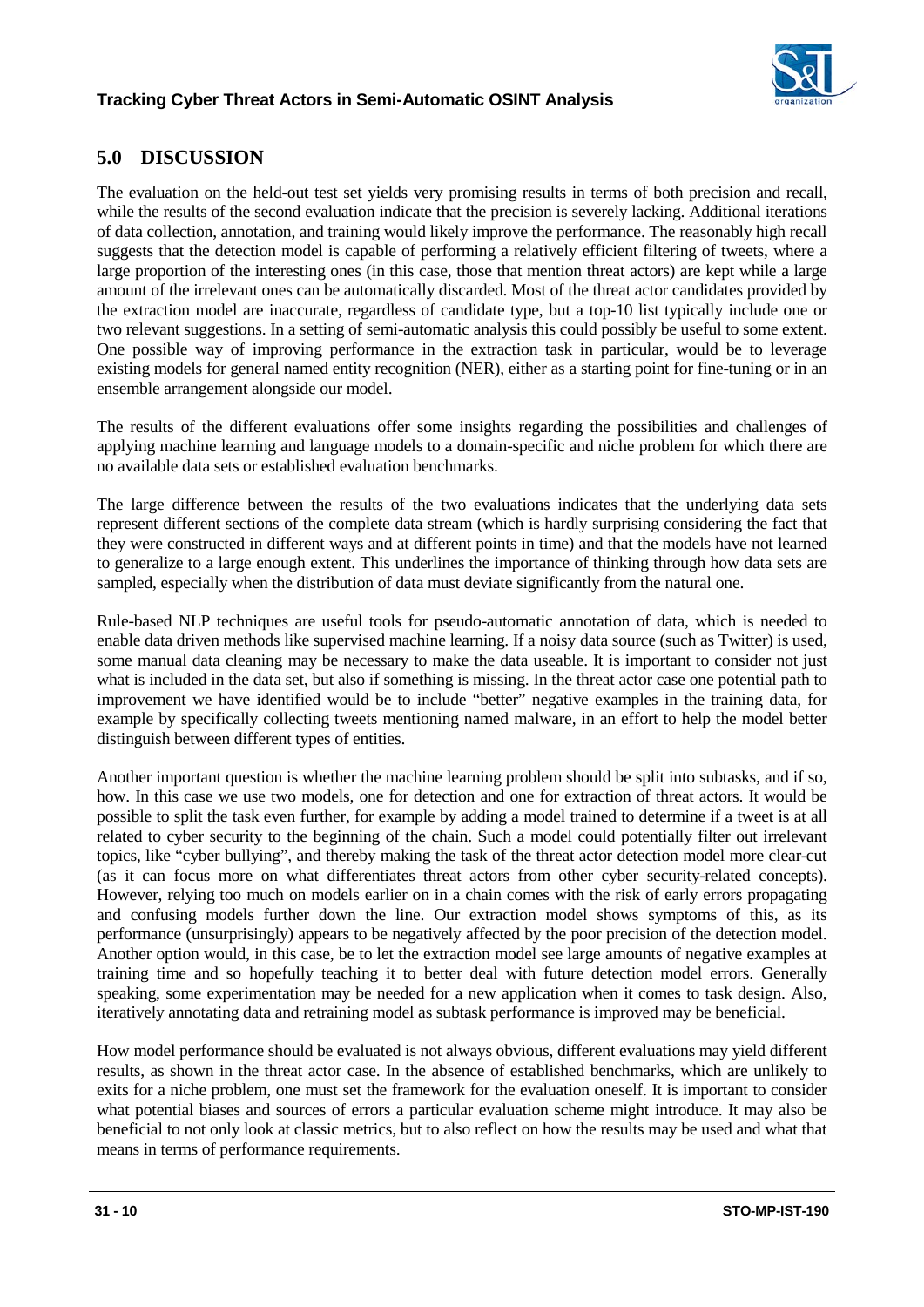## 5.0 DISCUSSION

The evaluation on the held-out test set yields very promising results in terms of both precision and recall, while the results of the second evaluation indicate that the precision is severely lacking. Additional iterations of data collection, annotation, and training would likely improve the performance. The reasonably high recall suggests that the detection model is capable of performing a relatively efficient filtering of tweets, where a large proportion of the interesting ones (in this case, those that mention threat actors) are kept while a large amount of the irrelevant ones can be automatically discarded. Most of the threat actor candidates provided by the extraction model are inaccurate, regardless of candidate type, but a top-10 list typically include one or two relevant suggestions. In a setting of semi-automatic analysis this could possibly be useful to some extent. One possible way of improving performance in the extraction task in particular, would be to leverage existing models for general named entity recognition (NER), either as a starting point for fine-tuning or in an ensemble arrangement alongside our model.

The results of the different evaluations offer some insights regarding the possibilities and challenges of applying machine learning and language models to a domain-specific and niche problem for which there are no available data sets or established evaluation benchmarks.

The large difference between the results of the two evaluations indicates that the underlying data sets represent different sections of the complete data stream (which is hardly surprising considering the fact that they were constructed in different ways and at different points in time) and that the models have not learned to generalize to a large enough extent. This underlines the importance of thinking through how data sets are sampled, especially when the distribution of data must deviate significantly from the natural one.

Rule-based NLP techniques are useful tools for pseudo-automatic annotation of data, which is needed to enable data driven methods like supervised machine learning. If a noisy data source (such as Twitter) is used, some manual data cleaning may be necessary to make the data useable. It is important to consider not just what is included in the data set, but also if something is missing. In the threat actor case one potential path to improvement we have identified would be to include "better" negative examples in the training data, for example by specifically collecting tweets mentioning named malware, in an effort to help the model better distinguish between different types of entities.

Another important question is whether the machine learning problem should be split into subtasks, and if so, how. In this case we use two models, one for detection and one for extraction of threat actors. It would be possible to split the task even further, for example by adding a model trained to determine if a tweet is at all related to cyber security to the beginning of the chain. Such a model could potentially filter out irrelevant topics, like "cyber bullying", and thereby making the task of the threat actor detection model more clear-cut (as it can focus more on what differentiates threat actors from other cyber security-related concepts). However, relying too much on models earlier on in a chain comes with the risk of early errors propagating and confusing models further down the line. Our extraction model shows symptoms of this, as its performance (unsurprisingly) appears to be negatively affected by the poor precision of the detection model. Another option would, in this case, be to let the extraction model see large amounts of negative examples at training time and so hopefully teaching it to better deal with future detection model errors. Generally speaking, some experimentation may be needed for a new application when it comes to task design. Also, iteratively annotating data and retraining model as subtask performance is improved may be beneficial.

How model performance should be evaluated is not always obvious, different evaluations may yield different results, as shown in the threat actor case. In the absence of established benchmarks, which are unlikely to exits for a niche problem, one must set the framework for the evaluation oneself. It is important to consider what potential biases and sources of errors a particular evaluation scheme might introduce. It may also be beneficial to not only look at classic metrics, but to also reflect on how the results may be used and what that means in terms of performance requirements.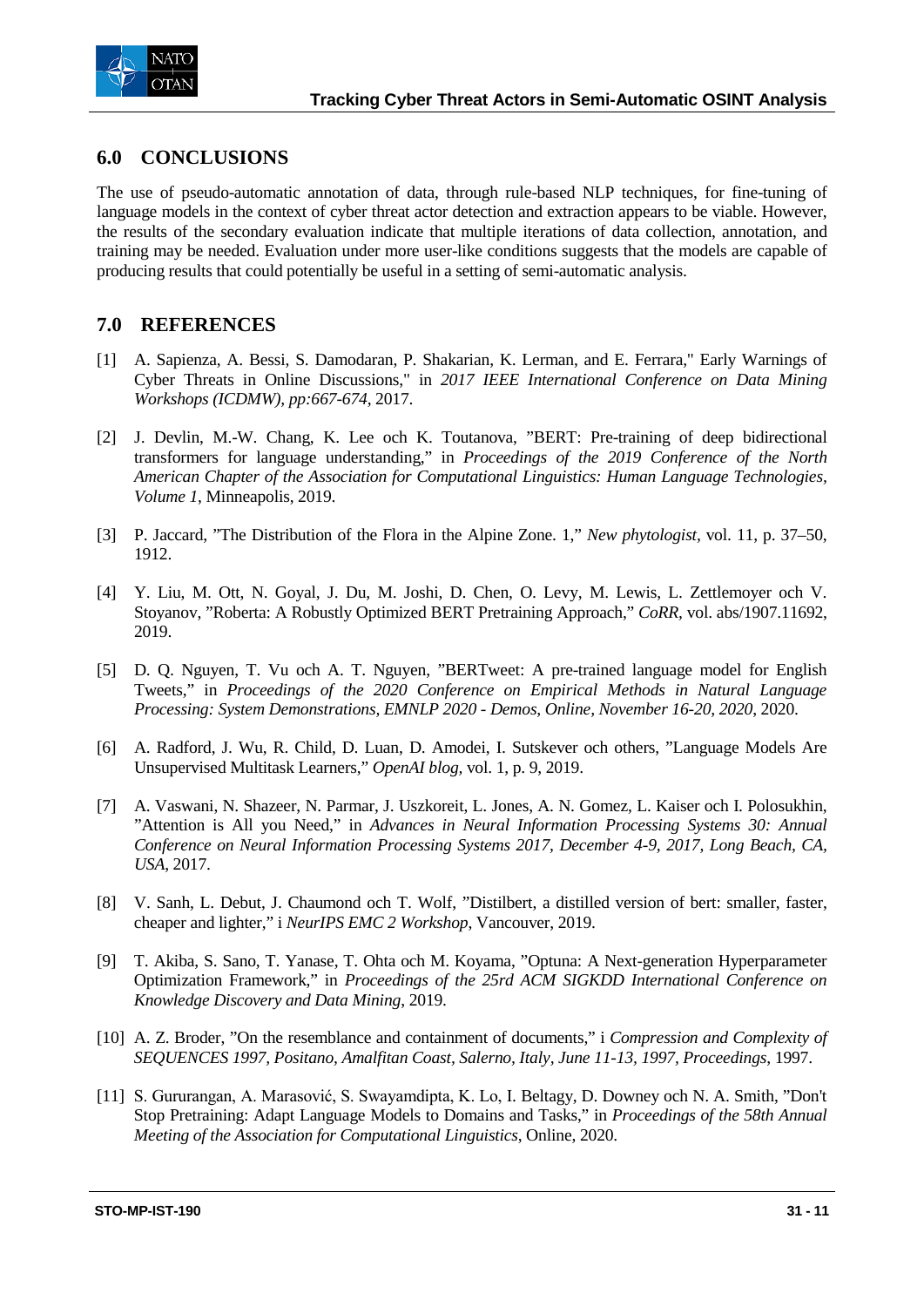## 6.0 CONCLUSIONS

The use of pseudo-automatic annotation of data, through rule-based NLP techniques, for fine-tuning of language models in the context of cyber threat actor detection and extraction appears to be viable. However, the results of the secondary evaluation indicate that multiple iterations of data collection, annotation, and training may be needed. Evaluation under more user-like conditions suggests that the models are capable of producing results that could potentially be useful in a setting of semi-automatic analysis.

## 7.0 REFERENCES

[1] A. Sapienza, A. Bessi, S. Damodaran, P. Shakarian, K. Lerman, and E. Ferrara," Early Warnings of Cyber Threats in Online Discussions," in *2017 IEEE International Conference on Data Mining Workshops (ICDMW), pp:667-674*, 2017.

[2] J. Devlin, M.-W. Chang, K. Lee och K. Toutanova, "BERT: Pre-training of deep bidirectional transformers for language understanding," in *Proceedings of the 2019 Conference of the North American Chapter of the Association for Computational Linguistics: Human Language Technologies, Volume 1*, Minneapolis, 2019.

[3] P. Jaccard, "The Distribution of the Flora in the Alpine Zone. 1," *New phytologist*, vol. 11, p. 37–50, 1912.

[4] Y. Liu, M. Ott, N. Goyal, J. Du, M. Joshi, D. Chen, O. Levy, M. Lewis, L. Zettlemoyer och V. Stoyanov, "Roberta: A Robustly Optimized BERT Pretraining Approach," *CoRR*, vol. abs/1907.11692, 2019.

[5] D. Q. Nguyen, T. Vu och A. T. Nguyen, "BERTweet: A pre-trained language model for English Tweets," in *Proceedings of the 2020 Conference on Empirical Methods in Natural Language Processing: System Demonstrations, EMNLP 2020 - Demos, Online, November 16-20, 2020*, 2020.

[6] A. Radford, J. Wu, R. Child, D. Luan, D. Amodei, I. Sutskever och others, "Language Models Are Unsupervised Multitask Learners," *OpenAI blog*, vol. 1, p. 9, 2019.

[7] A. Vaswani, N. Shazeer, N. Parmar, J. Uszkoreit, L. Jones, A. N. Gomez, L. Kaiser och I. Polosukhin, "Attention is All you Need," in *Advances in Neural Information Processing Systems 30: Annual Conference on Neural Information Processing Systems 2017, December 4-9, 2017, Long Beach, CA, USA*, 2017.

[8] V. Sanh, L. Debut, J. Chaumond och T. Wolf, "Distilbert, a distilled version of bert: smaller, faster, cheaper and lighter," i *NeurIPS EMC 2 Workshop*, Vancouver, 2019.

[9] T. Akiba, S. Sano, T. Yanase, T. Ohta och M. Koyama, "Optuna: A Next-generation Hyperparameter Optimization Framework," in *Proceedings of the 25rd ACM SIGKDD International Conference on Knowledge Discovery and Data Mining*, 2019.

[10] A. Z. Broder, "On the resemblance and containment of documents," i *Compression and Complexity of SEQUENCES 1997, Positano, Amalfitan Coast, Salerno, Italy, June 11-13, 1997, Proceedings*, 1997.

[11] S. Gururangan, A. Marasović, S. Swayamdipta, K. Lo, I. Beltagy, D. Downey och N. A. Smith, "Don't Stop Pretraining: Adapt Language Models to Domains and Tasks," in *Proceedings of the 58th Annual Meeting of the Association for Computational Linguistics*, Online, 2020.